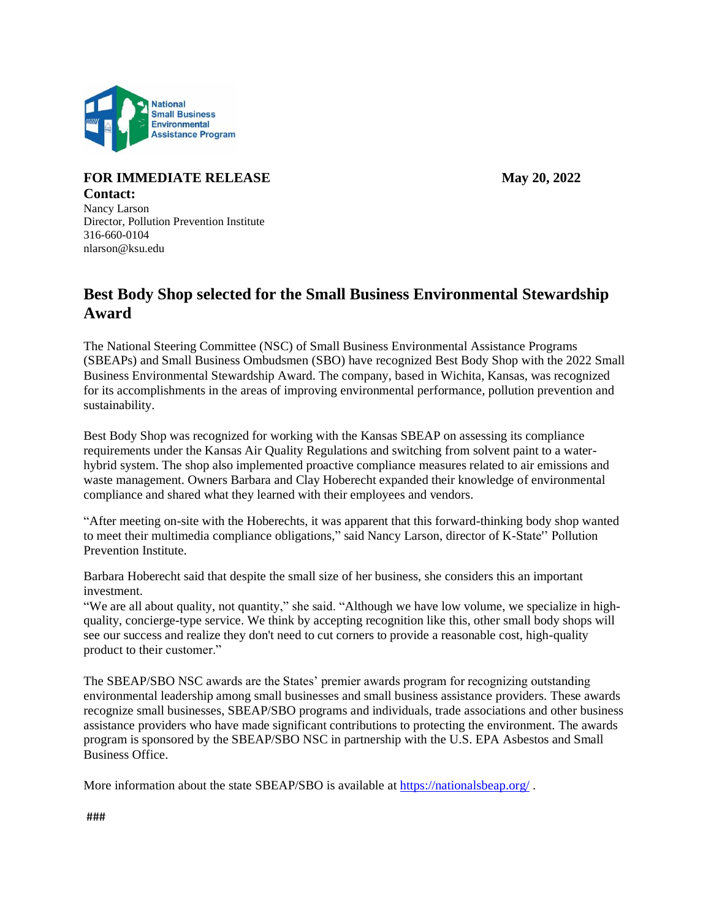National Small Business Environmental Assistance Program

**FOR IMMEDIATE RELEASE** **May 20, 2022**

**Contact:**
Nancy Larson
Director, Pollution Prevention Institute
316-660-0104
nlarson@ksu.edu

# Best Body Shop selected for the Small Business Environmental Stewardship Award

The National Steering Committee (NSC) of Small Business Environmental Assistance Programs (SBEAPs) and Small Business Ombudsmen (SBO) have recognized Best Body Shop with the 2022 Small Business Environmental Stewardship Award. The company, based in Wichita, Kansas, was recognized for its accomplishments in the areas of improving environmental performance, pollution prevention and sustainability.

Best Body Shop was recognized for working with the Kansas SBEAP on assessing its compliance requirements under the Kansas Air Quality Regulations and switching from solvent paint to a water-hybrid system. The shop also implemented proactive compliance measures related to air emissions and waste management. Owners Barbara and Clay Hoberecht expanded their knowledge of environmental compliance and shared what they learned with their employees and vendors.

"After meeting on-site with the Hoberechts, it was apparent that this forward-thinking body shop wanted to meet their multimedia compliance obligations," said Nancy Larson, director of K-State'' Pollution Prevention Institute.

Barbara Hoberecht said that despite the small size of her business, she considers this an important investment.
"We are all about quality, not quantity," she said. "Although we have low volume, we specialize in high-quality, concierge-type service. We think by accepting recognition like this, other small body shops will see our success and realize they don't need to cut corners to provide a reasonable cost, high-quality product to their customer."

The SBEAP/SBO NSC awards are the States' premier awards program for recognizing outstanding environmental leadership among small businesses and small business assistance providers. These awards recognize small businesses, SBEAP/SBO programs and individuals, trade associations and other business assistance providers who have made significant contributions to protecting the environment. The awards program is sponsored by the SBEAP/SBO NSC in partnership with the U.S. EPA Asbestos and Small Business Office.

More information about the state SBEAP/SBO is available at https://nationalsbeap.org/ .

###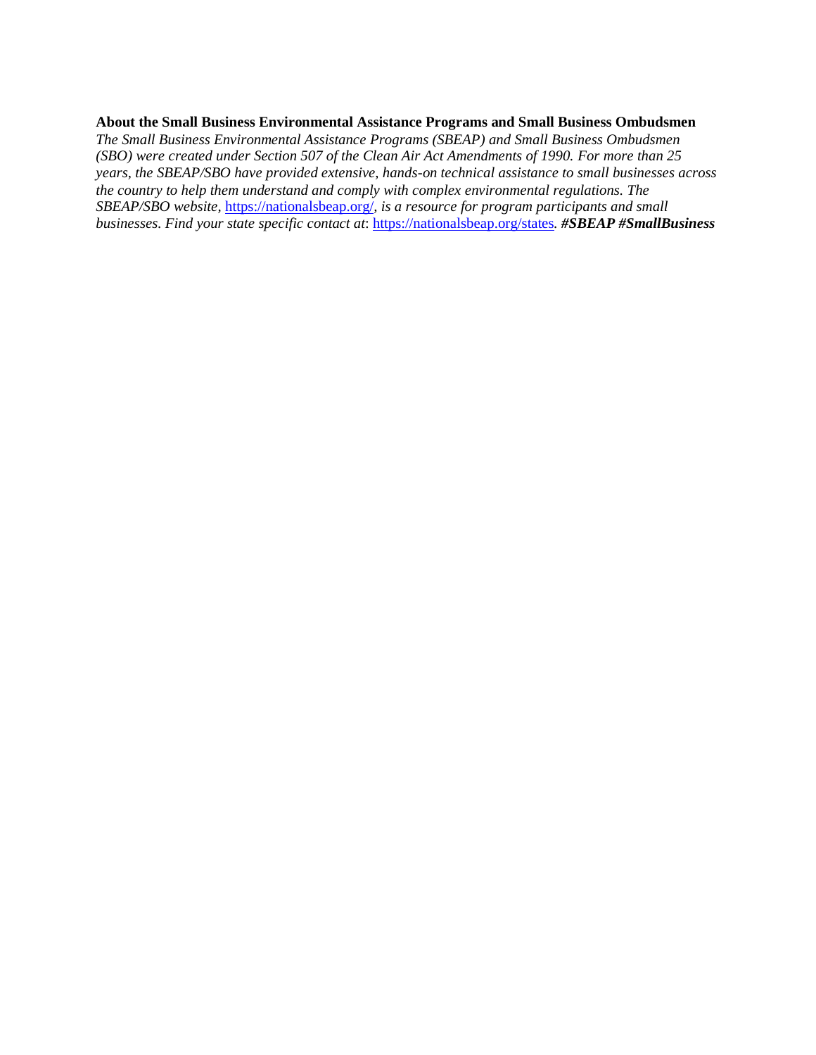**About the Small Business Environmental Assistance Programs and Small Business Ombudsmen**

*The Small Business Environmental Assistance Programs (SBEAP) and Small Business Ombudsmen (SBO) were created under Section 507 of the Clean Air Act Amendments of 1990. For more than 25 years, the SBEAP/SBO have provided extensive, hands-on technical assistance to small businesses across the country to help them understand and comply with complex environmental regulations. The SBEAP/SBO website,* https://nationalsbeap.org/, *is a resource for program participants and small businesses. Find your state specific contact at*: https://nationalsbeap.org/states. ***#SBEAP #SmallBusiness***